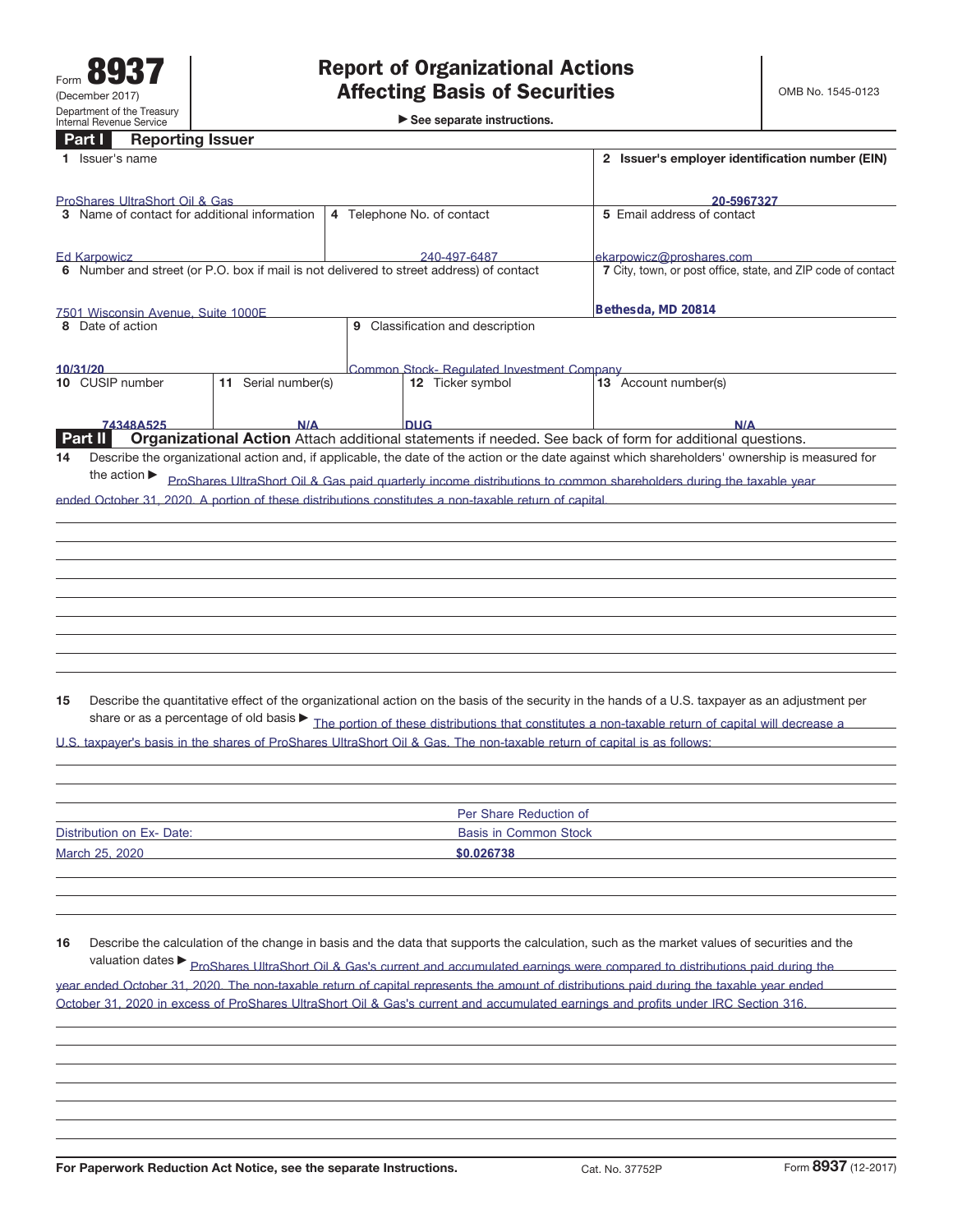Form **8937**
(December 2017)
Department of the Treasury
Internal Revenue Service

# Report of Organizational Actions Affecting Basis of Securities

▶ See separate instructions.

OMB No. 1545-0123

## Part I Reporting Issuer

| | | |
|---|---|---|
| **1** Issuer's name<br>ProShares UltraShort Oil & Gas | | **2** Issuer's employer identification number (EIN)<br>20-5967327 |
| **3** Name of contact for additional information<br>Ed Karpowicz | **4** Telephone No. of contact<br>240-497-6487 | **5** Email address of contact<br>ekarpowicz@proshares.com |
| **6** Number and street (or P.O. box if mail is not delivered to street address) of contact<br>7501 Wisconsin Avenue, Suite 1000E | | **7** City, town, or post office, state, and ZIP code of contact<br>Bethesda, MD 20814 |
| **8** Date of action<br>10/31/20 | **9** Classification and description<br>Common Stock- Regulated Investment Company | |

| **10** CUSIP number | **11** Serial number(s) | **12** Ticker symbol | **13** Account number(s) |
|---|---|---|---|
| 74348A525 | N/A | DUG | N/A |

## Part II Organizational Action

Attach additional statements if needed. See back of form for additional questions.

**14** Describe the organizational action and, if applicable, the date of the action or the date against which shareholders' ownership is measured for the action ▶ ProShares UltraShort Oil & Gas paid quarterly income distributions to common shareholders during the taxable year ended October 31, 2020. A portion of these distributions constitutes a non-taxable return of capital.

**15** Describe the quantitative effect of the organizational action on the basis of the security in the hands of a U.S. taxpayer as an adjustment per share or as a percentage of old basis ▶ The portion of these distributions that constitutes a non-taxable return of capital will decrease a U.S. taxpayer's basis in the shares of ProShares UltraShort Oil & Gas. The non-taxable return of capital is as follows:

| Distribution on Ex- Date: | Per Share Reduction of Basis in Common Stock |
|---|---|
| March 25, 2020 | $0.026738 |

**16** Describe the calculation of the change in basis and the data that supports the calculation, such as the market values of securities and the valuation dates ▶ ProShares UltraShort Oil & Gas's current and accumulated earnings were compared to distributions paid during the year ended October 31, 2020. The non-taxable return of capital represents the amount of distributions paid during the taxable year ended October 31, 2020 in excess of ProShares UltraShort Oil & Gas's current and accumulated earnings and profits under IRC Section 316.

**For Paperwork Reduction Act Notice, see the separate Instructions.** Cat. No. 37752P Form **8937** (12-2017)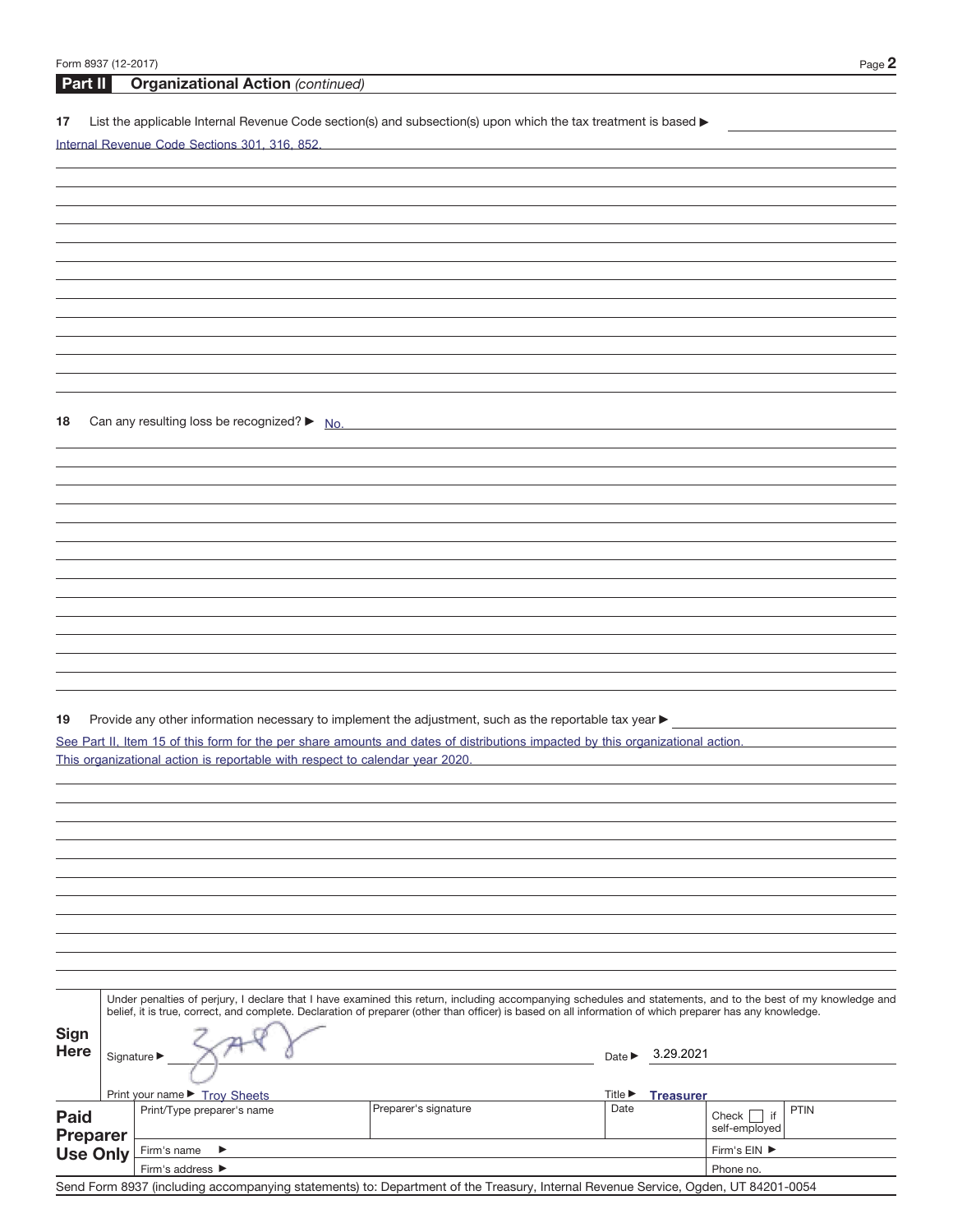## Part II Organizational Action *(continued)*

**17** List the applicable Internal Revenue Code section(s) and subsection(s) upon which the tax treatment is based ▶

Internal Revenue Code Sections 301, 316, 852.

**18** Can any resulting loss be recognized? ▶ No.

**19** Provide any other information necessary to implement the adjustment, such as the reportable tax year ▶

See Part II, Item 15 of this form for the per share amounts and dates of distributions impacted by this organizational action.
This organizational action is reportable with respect to calendar year 2020.

**Sign Here**

Under penalties of perjury, I declare that I have examined this return, including accompanying schedules and statements, and to the best of my knowledge and belief, it is true, correct, and complete. Declaration of preparer (other than officer) is based on all information of which preparer has any knowledge.

Signature ▶ [signature] Date ▶ 3.29.2021

Print your name ▶ Troy Sheets Title ▶ **Treasurer**

**Paid Preparer Use Only**

| Print/Type preparer's name | Preparer's signature | Date | Check ☐ if self-employed | PTIN |
|---|---|---|---|---|
| Firm's name ▶ | | | Firm's EIN ▶ | |
| Firm's address ▶ | | | Phone no. | |

Send Form 8937 (including accompanying statements) to: Department of the Treasury, Internal Revenue Service, Ogden, UT 84201-0054